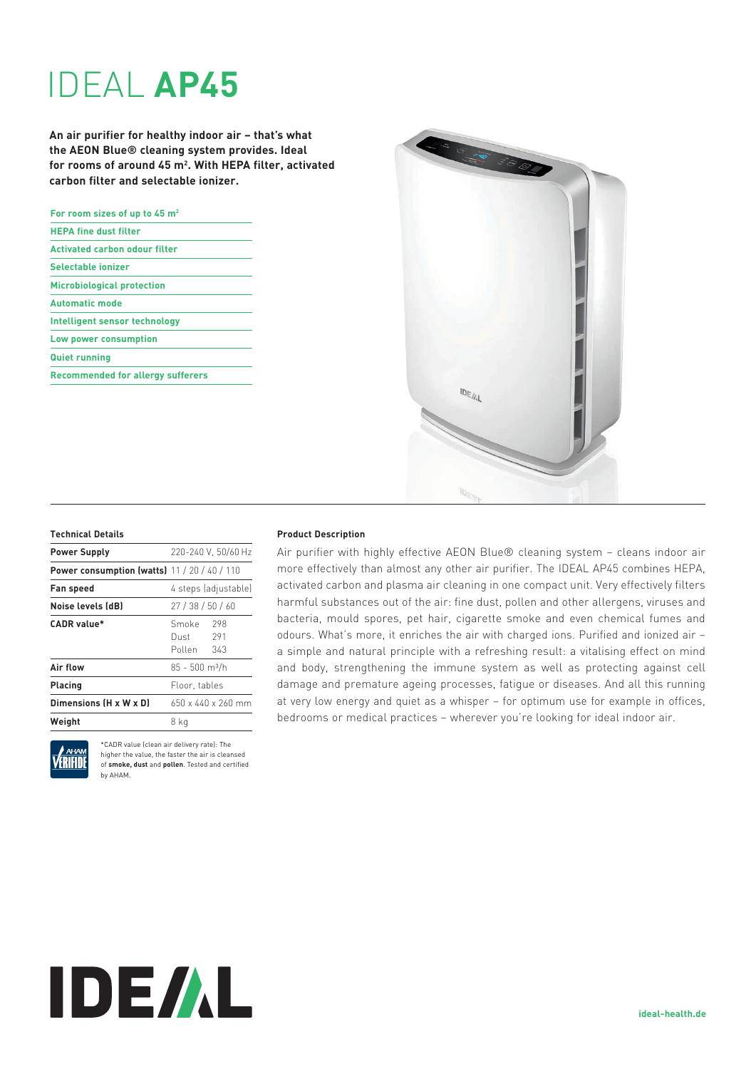# IDEAL **AP45**

**An air purifier for healthy indoor air – that's what the AEON Blue® cleaning system provides. Ideal for rooms of around 45 m². With HEPA filter, activated carbon filter and selectable ionizer.**

- For room sizes of up to 45 m²
- HEPA fine dust filter
- Activated carbon odour filter
- Selectable ionizer
- Microbiological protection
- Automatic mode
- Intelligent sensor technology
- Low power consumption
- Quiet running
- Recommended for allergy sufferers

### Technical Details

| | |
|---|---|
| **Power Supply** | 220-240 V, 50/60 Hz |
| **Power consumption (watts)** | 11 / 20 / 40 / 110 |
| **Fan speed** | 4 steps (adjustable) |
| **Noise levels (dB)** | 27 / 38 / 50 / 60 |
| **CADR value*** | Smoke 298<br>Dust 291<br>Pollen 343 |
| **Air flow** | 85 - 500 m³/h |
| **Placing** | Floor, tables |
| **Dimensions (H x W x D)** | 650 x 440 x 260 mm |
| **Weight** | 8 kg |

AHAM VERIFIDE

*CADR value (clean air delivery rate): The higher the value, the faster the air is cleansed of **smoke, dust** and **pollen**. Tested and certified by AHAM.

### Product Description

Air purifier with highly effective AEON Blue® cleaning system – cleans indoor air more effectively than almost any other air purifier. The IDEAL AP45 combines HEPA, activated carbon and plasma air cleaning in one compact unit. Very effectively filters harmful substances out of the air: fine dust, pollen and other allergens, viruses and bacteria, mould spores, pet hair, cigarette smoke and even chemical fumes and odours. What's more, it enriches the air with charged ions. Purified and ionized air – a simple and natural principle with a refreshing result: a vitalising effect on mind and body, strengthening the immune system as well as protecting against cell damage and premature ageing processes, fatigue or diseases. And all this running at very low energy and quiet as a whisper – for optimum use for example in offices, bedrooms or medical practices – wherever you're looking for ideal indoor air.

IDEAL

ideal-health.de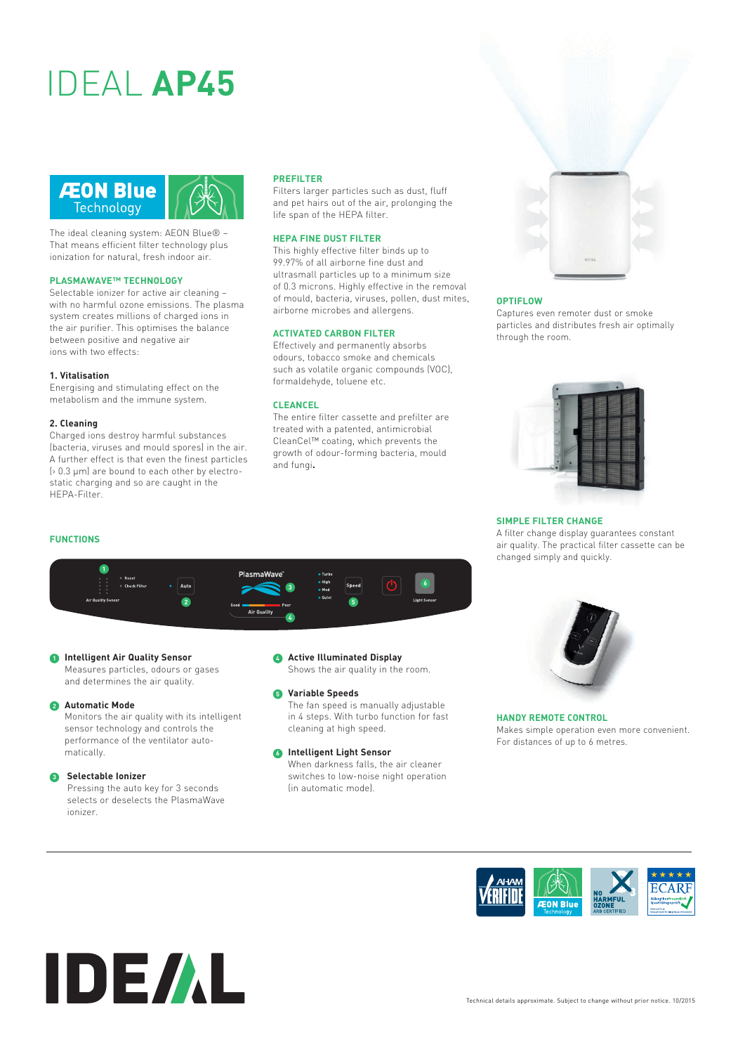# IDEAL **AP45**

The ideal cleaning system: AEON Blue® – That means efficient filter technology plus ionization for natural, fresh indoor air.

### PLASMAWAVE™ TECHNOLOGY

Selectable ionizer for active air cleaning – with no harmful ozone emissions. The plasma system creates millions of charged ions in the air purifier. This optimises the balance between positive and negative air ions with two effects:

**1. Vitalisation**

Energising and stimulating effect on the metabolism and the immune system.

**2. Cleaning**

Charged ions destroy harmful substances (bacteria, viruses and mould spores) in the air. A further effect is that even the finest particles (> 0.3 µm) are bound to each other by electro-static charging and so are caught in the HEPA-Filter.

### PREFILTER

Filters larger particles such as dust, fluff and pet hairs out of the air, prolonging the life span of the HEPA filter.

### HEPA FINE DUST FILTER

This highly effective filter binds up to 99.97% of all airborne fine dust and ultrasmall particles up to a minimum size of 0.3 microns. Highly effective in the removal of mould, bacteria, viruses, pollen, dust mites, airborne microbes and allergens.

### ACTIVATED CARBON FILTER

Effectively and permanently absorbs odours, tobacco smoke and chemicals such as volatile organic compounds (VOC), formaldehyde, toluene etc.

### CLEANCEL

The entire filter cassette and prefilter are treated with a patented, antimicrobial CleanCel™ coating, which prevents the growth of odour-forming bacteria, mould and fungi.

### OPTIFLOW

Captures even remoter dust or smoke particles and distributes fresh air optimally through the room.

### SIMPLE FILTER CHANGE

A filter change display guarantees constant air quality. The practical filter cassette can be changed simply and quickly.

### HANDY REMOTE CONTROL

Makes simple operation even more convenient. For distances up to 6 metres.

### FUNCTIONS

1. **Intelligent Air Quality Sensor**
   Measures particles, odours or gases and determines the air quality.
2. **Automatic Mode**
   Monitors the air quality with its intelligent sensor technology and controls the performance of the ventilator auto-matically.
3. **Selectable Ionizer**
   Pressing the auto key for 3 seconds selects or deselects the PlasmaWave ionizer.
4. **Active Illuminated Display**
   Shows the air quality in the room.
5. **Variable Speeds**
   The fan speed is manually adjustable in 4 steps. With turbo function for fast cleaning at high speed.
6. **Intelligent Light Sensor**
   When darkness falls, the air cleaner switches to low-noise night operation (in automatic mode).

Technical details approximate. Subject to change without prior notice. 10/2015